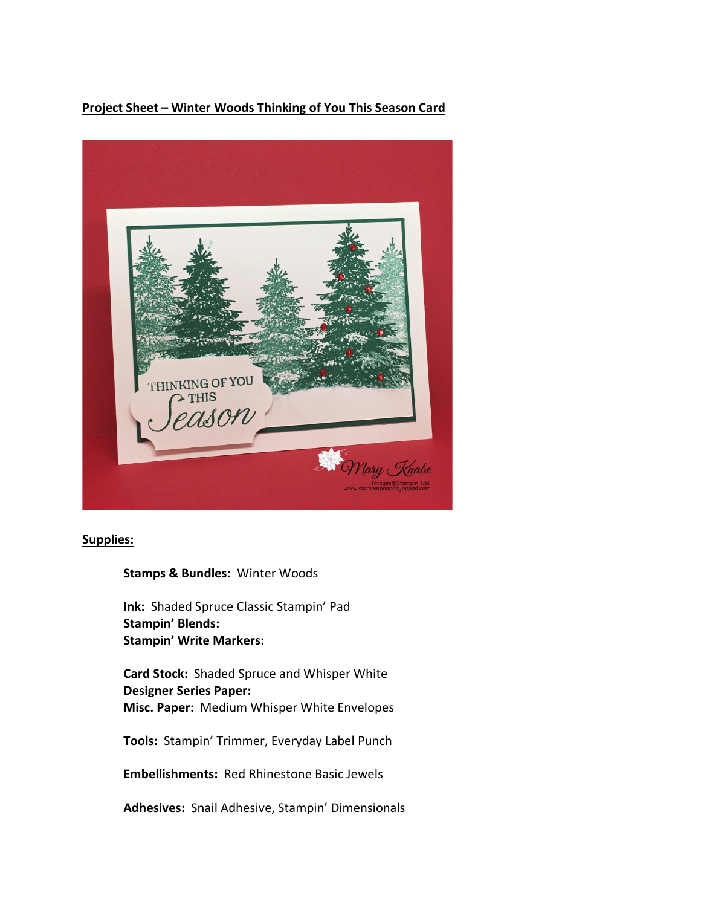**Project Sheet – Winter Woods Thinking of You This Season Card**

**Supplies:**

**Stamps & Bundles:** Winter Woods

**Ink:** Shaded Spruce Classic Stampin' Pad
**Stampin' Blends:**
**Stampin' Write Markers:**

**Card Stock:** Shaded Spruce and Whisper White
**Designer Series Paper:**
**Misc. Paper:** Medium Whisper White Envelopes

**Tools:** Stampin' Trimmer, Everyday Label Punch

**Embellishments:** Red Rhinestone Basic Jewels

**Adhesives:** Snail Adhesive, Stampin' Dimensionals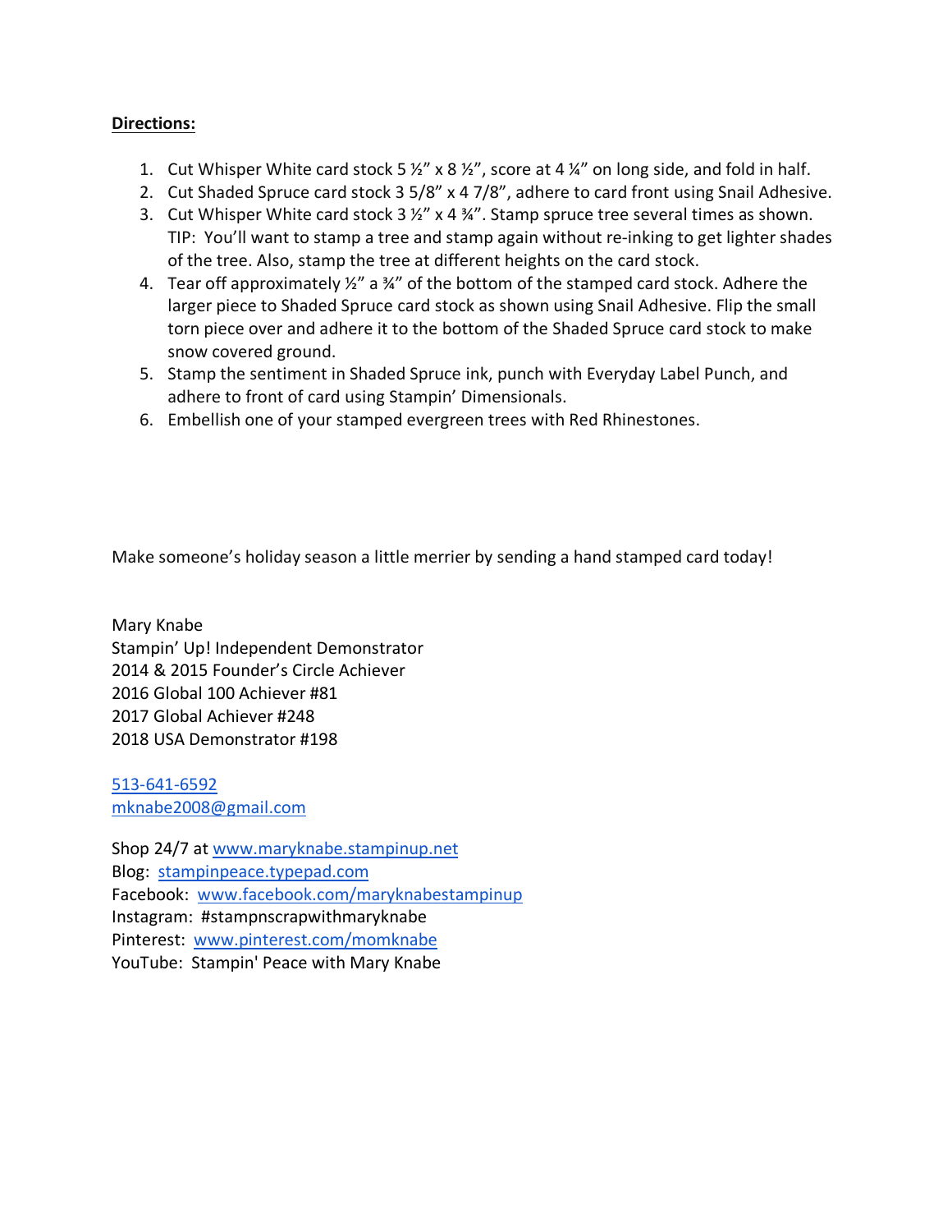**Directions:**

1. Cut Whisper White card stock 5 ½" x 8 ½", score at 4 ¼" on long side, and fold in half.
2. Cut Shaded Spruce card stock 3 5/8" x 4 7/8", adhere to card front using Snail Adhesive.
3. Cut Whisper White card stock 3 ½" x 4 ¾". Stamp spruce tree several times as shown. TIP: You'll want to stamp a tree and stamp again without re-inking to get lighter shades of the tree. Also, stamp the tree at different heights on the card stock.
4. Tear off approximately ½" a ¾" of the bottom of the stamped card stock. Adhere the larger piece to Shaded Spruce card stock as shown using Snail Adhesive. Flip the small torn piece over and adhere it to the bottom of the Shaded Spruce card stock to make snow covered ground.
5. Stamp the sentiment in Shaded Spruce ink, punch with Everyday Label Punch, and adhere to front of card using Stampin' Dimensionals.
6. Embellish one of your stamped evergreen trees with Red Rhinestones.

Make someone's holiday season a little merrier by sending a hand stamped card today!

Mary Knabe
Stampin' Up! Independent Demonstrator
2014 & 2015 Founder's Circle Achiever
2016 Global 100 Achiever #81
2017 Global Achiever #248
2018 USA Demonstrator #198

513-641-6592
mknabe2008@gmail.com

Shop 24/7 at www.maryknabe.stampinup.net
Blog: stampinpeace.typepad.com
Facebook: www.facebook.com/maryknabestampinup
Instagram: #stampnscrapwithmaryknabe
Pinterest: www.pinterest.com/momknabe
YouTube: Stampin' Peace with Mary Knabe